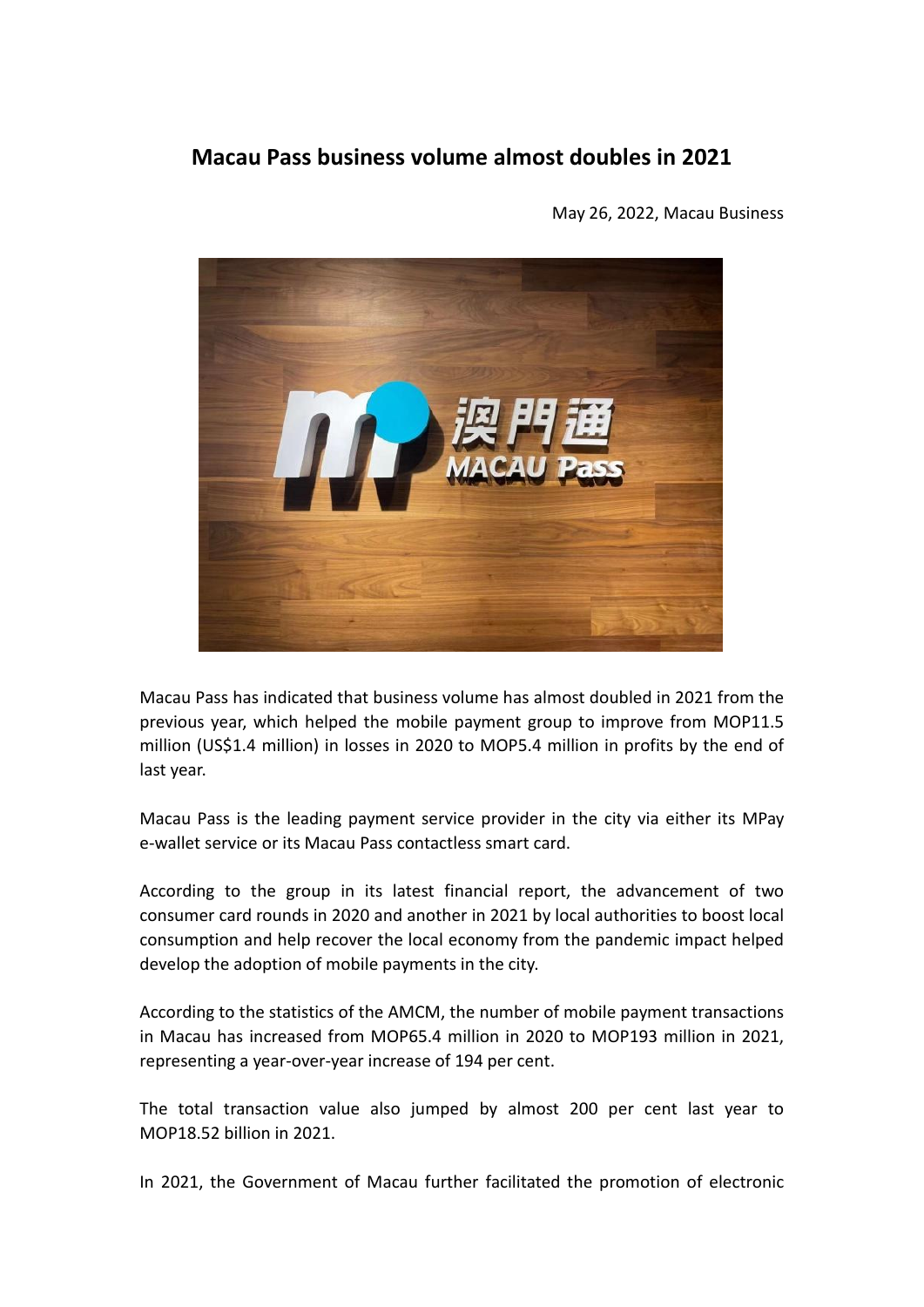# Macau Pass business volume almost doubles in 2021

May 26, 2022, Macau Business

Macau Pass has indicated that business volume has almost doubled in 2021 from the previous year, which helped the mobile payment group to improve from MOP11.5 million (US$1.4 million) in losses in 2020 to MOP5.4 million in profits by the end of last year.

Macau Pass is the leading payment service provider in the city via either its MPay e-wallet service or its Macau Pass contactless smart card.

According to the group in its latest financial report, the advancement of two consumer card rounds in 2020 and another in 2021 by local authorities to boost local consumption and help recover the local economy from the pandemic impact helped develop the adoption of mobile payments in the city.

According to the statistics of the AMCM, the number of mobile payment transactions in Macau has increased from MOP65.4 million in 2020 to MOP193 million in 2021, representing a year-over-year increase of 194 per cent.

The total transaction value also jumped by almost 200 per cent last year to MOP18.52 billion in 2021.

In 2021, the Government of Macau further facilitated the promotion of electronic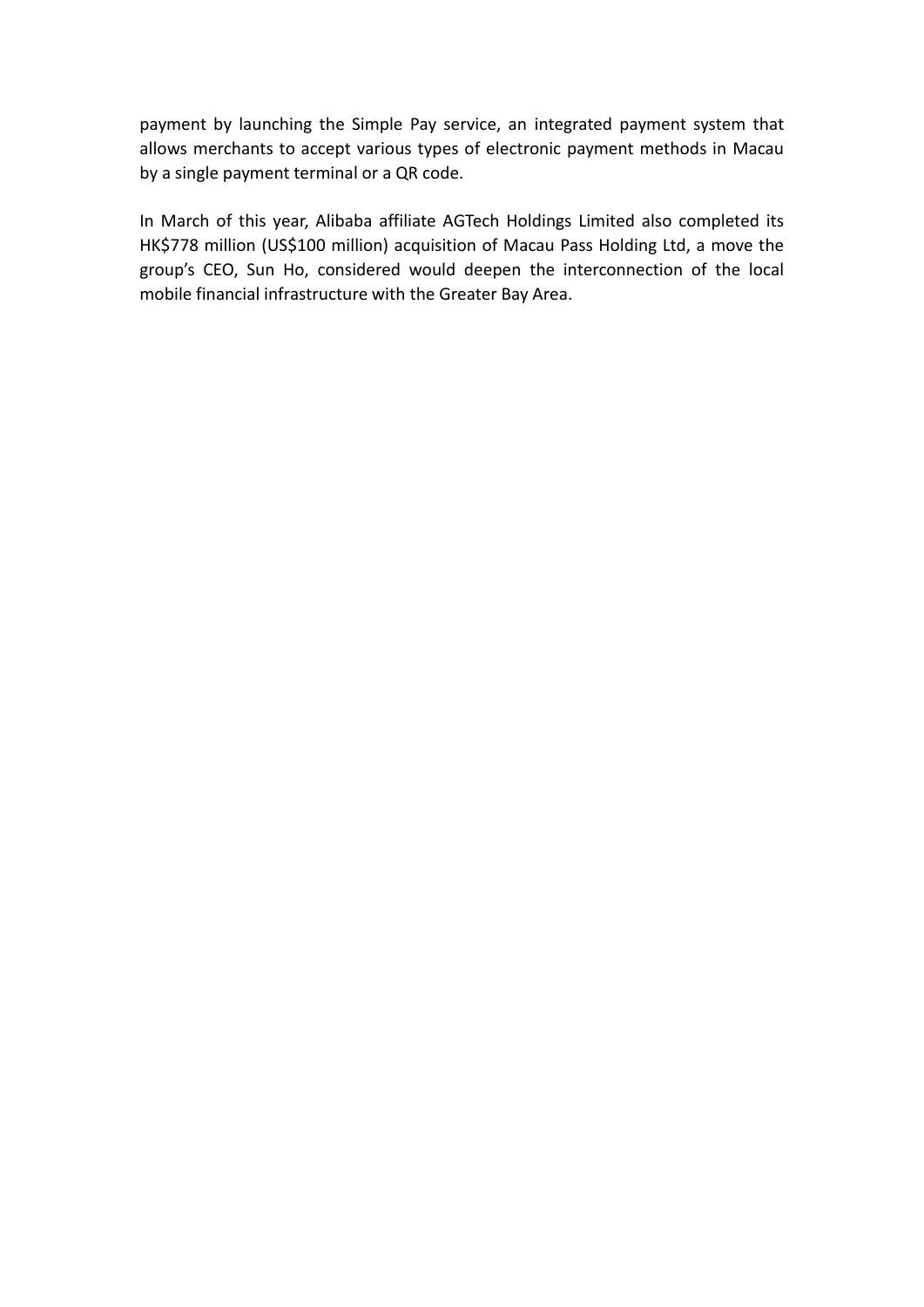payment by launching the Simple Pay service, an integrated payment system that allows merchants to accept various types of electronic payment methods in Macau by a single payment terminal or a QR code.

In March of this year, Alibaba affiliate AGTech Holdings Limited also completed its HK$778 million (US$100 million) acquisition of Macau Pass Holding Ltd, a move the group's CEO, Sun Ho, considered would deepen the interconnection of the local mobile financial infrastructure with the Greater Bay Area.